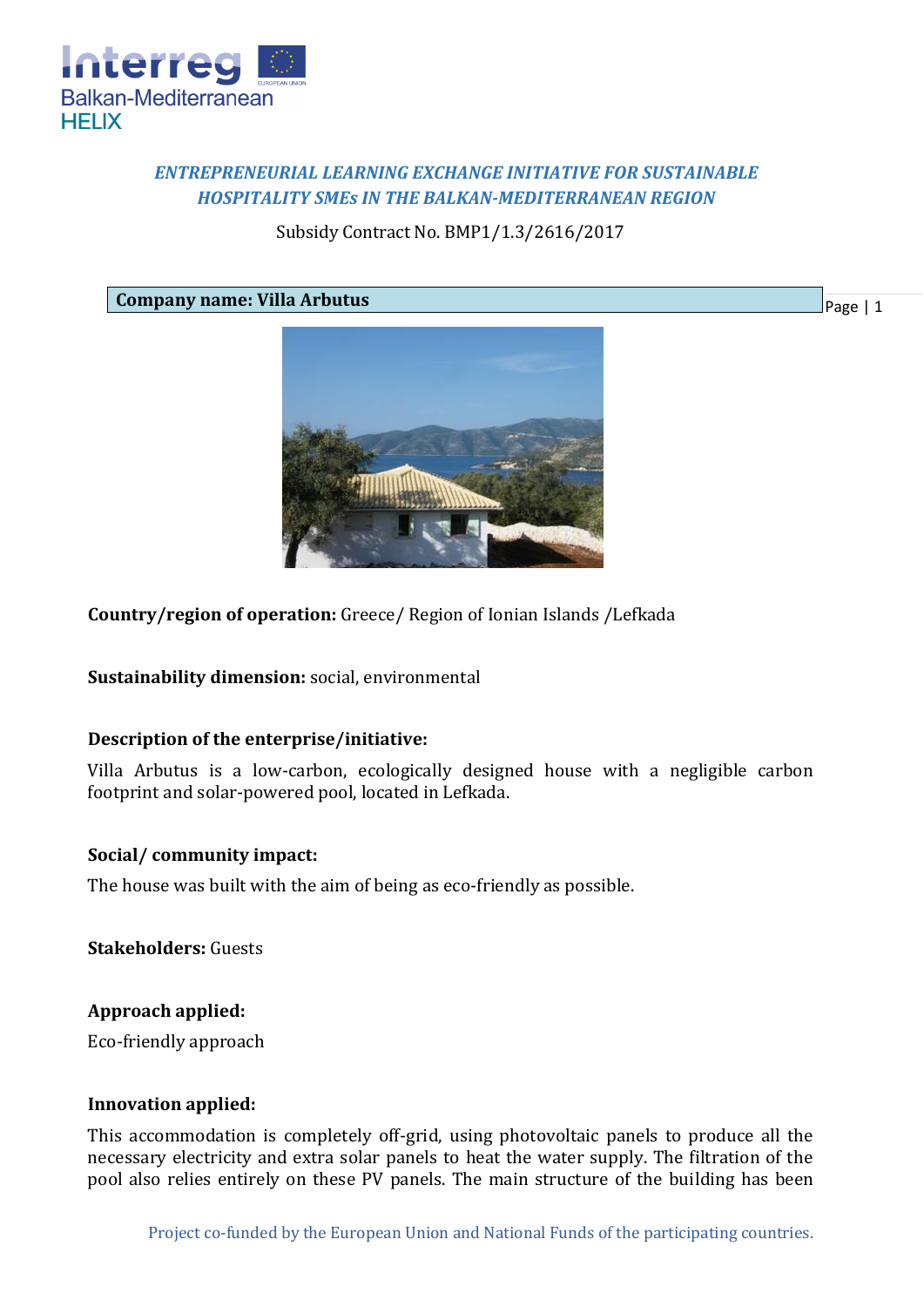## *ENTREPRENEURIAL LEARNING EXCHANGE INITIATIVE FOR SUSTAINABLE HOSPITALITY SMEs IN THE BALKAN-MEDITERRANEAN REGION*

Subsidy Contract No. BMP1/1.3/2616/2017

**Company name: Villa Arbutus**

**Country/region of operation:** Greece/ Region of Ionian Islands /Lefkada

**Sustainability dimension:** social, environmental

**Description of the enterprise/initiative:**

Villa Arbutus is a low-carbon, ecologically designed house with a negligible carbon footprint and solar-powered pool, located in Lefkada.

**Social/ community impact:**

The house was built with the aim of being as eco-friendly as possible.

**Stakeholders:** Guests

**Approach applied:**

Eco-friendly approach

**Innovation applied:**

This accommodation is completely off-grid, using photovoltaic panels to produce all the necessary electricity and extra solar panels to heat the water supply. The filtration of the pool also relies entirely on these PV panels. The main structure of the building has been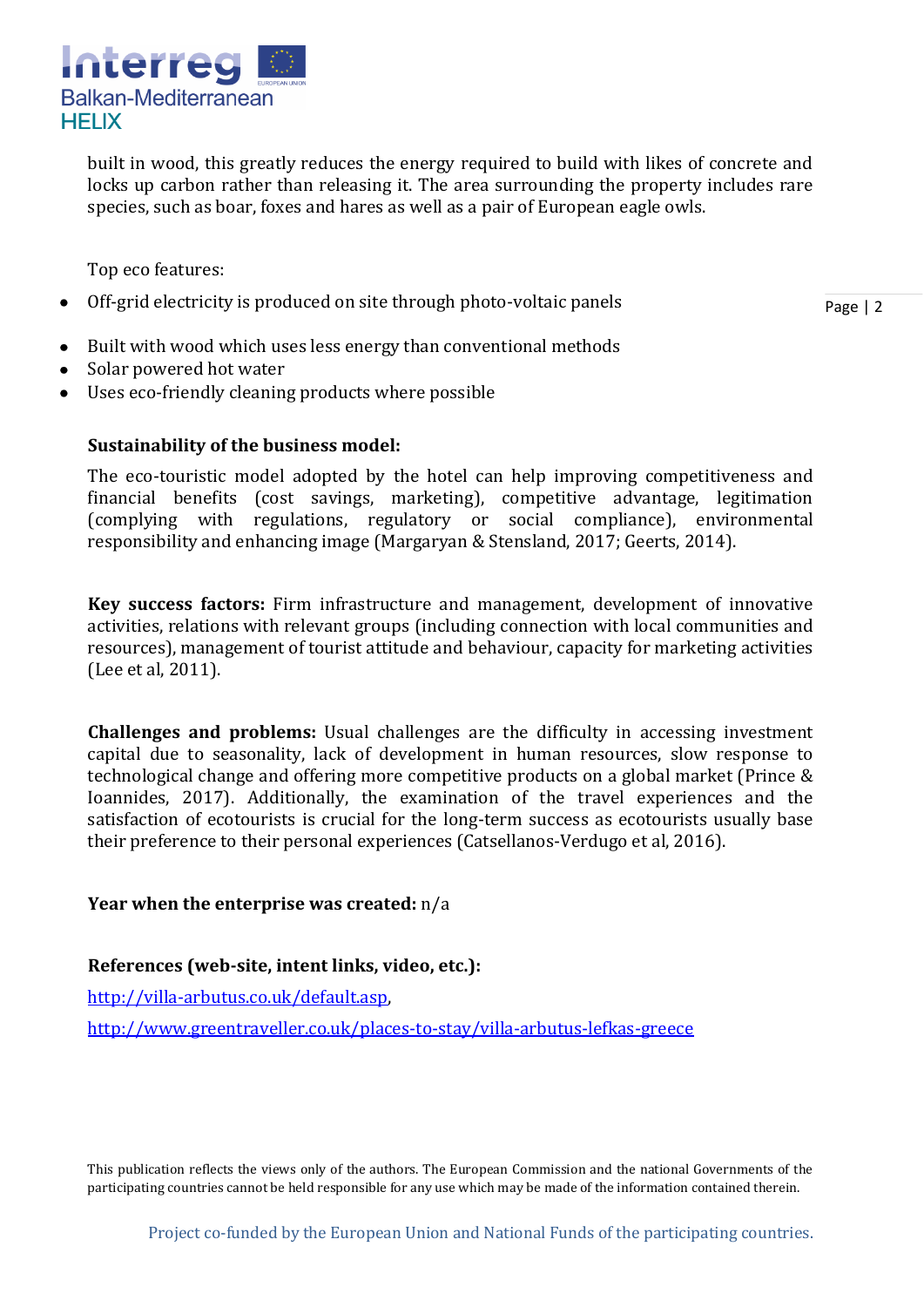built in wood, this greatly reduces the energy required to build with likes of concrete and locks up carbon rather than releasing it. The area surrounding the property includes rare species, such as boar, foxes and hares as well as a pair of European eagle owls.

Top eco features:

- Off-grid electricity is produced on site through photo-voltaic panels
- Built with wood which uses less energy than conventional methods
- Solar powered hot water
- Uses eco-friendly cleaning products where possible

**Sustainability of the business model:**

The eco-touristic model adopted by the hotel can help improving competitiveness and financial benefits (cost savings, marketing), competitive advantage, legitimation (complying with regulations, regulatory or social compliance), environmental responsibility and enhancing image (Margaryan & Stensland, 2017; Geerts, 2014).

**Key success factors:** Firm infrastructure and management, development of innovative activities, relations with relevant groups (including connection with local communities and resources), management of tourist attitude and behaviour, capacity for marketing activities (Lee et al, 2011).

**Challenges and problems:** Usual challenges are the difficulty in accessing investment capital due to seasonality, lack of development in human resources, slow response to technological change and offering more competitive products on a global market (Prince & Ioannides, 2017). Additionally, the examination of the travel experiences and the satisfaction of ecotourists is crucial for the long-term success as ecotourists usually base their preference to their personal experiences (Catsellanos-Verdugo et al, 2016).

**Year when the enterprise was created:** n/a

**References (web-site, intent links, video, etc.):**

http://villa-arbutus.co.uk/default.asp,

http://www.greentraveller.co.uk/places-to-stay/villa-arbutus-lefkas-greece

This publication reflects the views only of the authors. The European Commission and the national Governments of the participating countries cannot be held responsible for any use which may be made of the information contained therein.

Project co-funded by the European Union and National Funds of the participating countries.